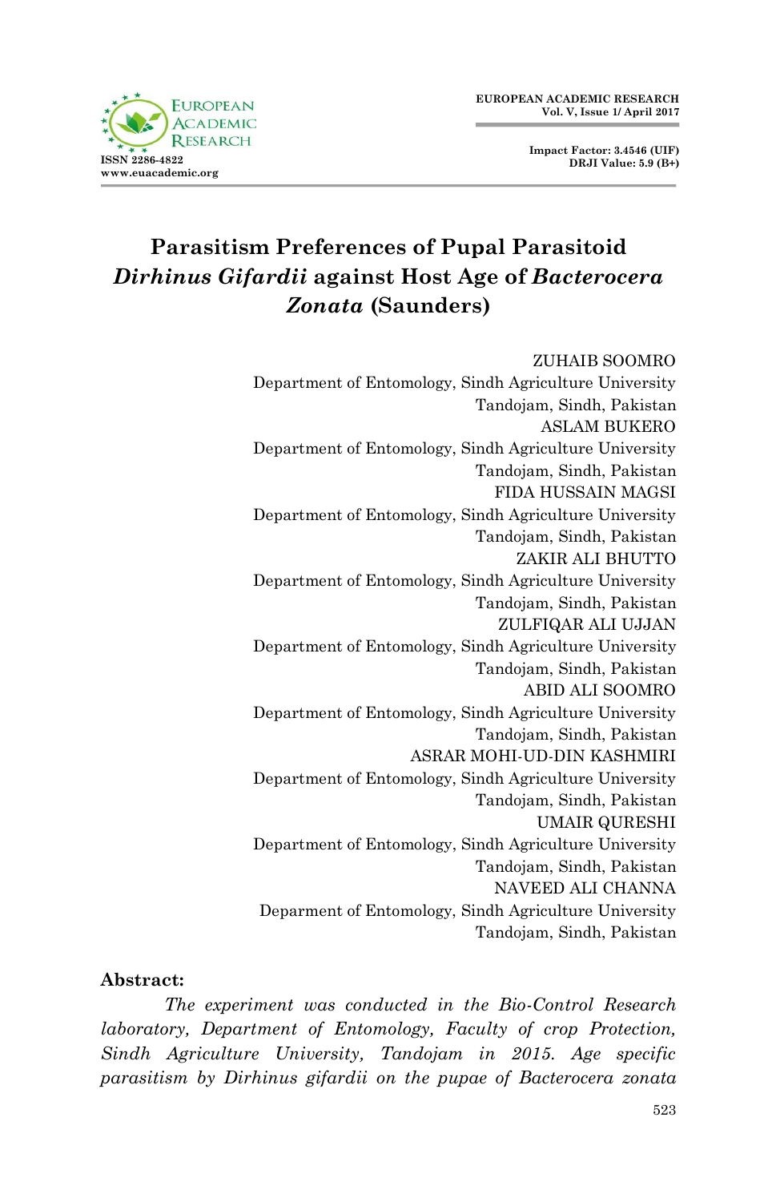# Parasitism Preferences of Pupal Parasitoid *Dirhinus Gifardii* against Host Age of *Bacterocera Zonata* (Saunders)

ZUHAIB SOOMRO
Department of Entomology, Sindh Agriculture University
Tandojam, Sindh, Pakistan

ASLAM BUKERO
Department of Entomology, Sindh Agriculture University
Tandojam, Sindh, Pakistan

FIDA HUSSAIN MAGSI
Department of Entomology, Sindh Agriculture University
Tandojam, Sindh, Pakistan

ZAKIR ALI BHUTTO
Department of Entomology, Sindh Agriculture University
Tandojam, Sindh, Pakistan

ZULFIQAR ALI UJJAN
Department of Entomology, Sindh Agriculture University
Tandojam, Sindh, Pakistan

ABID ALI SOOMRO
Department of Entomology, Sindh Agriculture University
Tandojam, Sindh, Pakistan

ASRAR MOHI-UD-DIN KASHMIRI
Department of Entomology, Sindh Agriculture University
Tandojam, Sindh, Pakistan

UMAIR QURESHI
Department of Entomology, Sindh Agriculture University
Tandojam, Sindh, Pakistan

NAVEED ALI CHANNA
Deparment of Entomology, Sindh Agriculture University
Tandojam, Sindh, Pakistan

**Abstract:**

*The experiment was conducted in the Bio-Control Research laboratory, Department of Entomology, Faculty of crop Protection, Sindh Agriculture University, Tandojam in 2015. Age specific parasitism by Dirhinus gifardii on the pupae of Bacterocera zonata*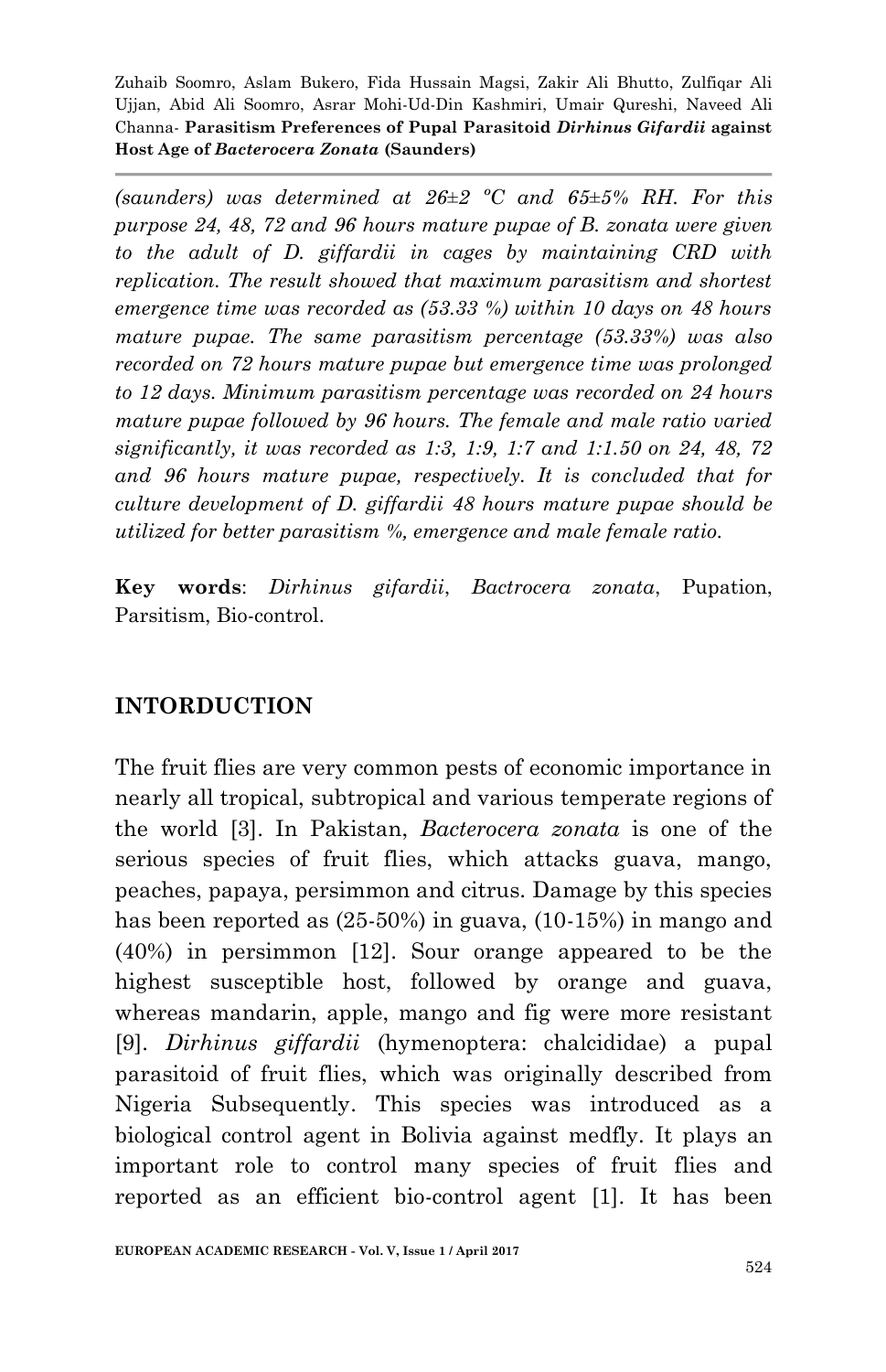*(saunders) was determined at 26±2 ºC and 65±5% RH. For this purpose 24, 48, 72 and 96 hours mature pupae of B. zonata were given to the adult of D. giffardii in cages by maintaining CRD with replication. The result showed that maximum parasitism and shortest emergence time was recorded as (53.33 %) within 10 days on 48 hours mature pupae. The same parasitism percentage (53.33%) was also recorded on 72 hours mature pupae but emergence time was prolonged to 12 days. Minimum parasitism percentage was recorded on 24 hours mature pupae followed by 96 hours. The female and male ratio varied significantly, it was recorded as 1:3, 1:9, 1:7 and 1:1.50 on 24, 48, 72 and 96 hours mature pupae, respectively. It is concluded that for culture development of D. giffardii 48 hours mature pupae should be utilized for better parasitism %, emergence and male female ratio.*

**Key words**: *Dirhinus gifardii*, *Bactrocera zonata*, Pupation, Parsitism, Bio-control.

## INTORDUCTION

The fruit flies are very common pests of economic importance in nearly all tropical, subtropical and various temperate regions of the world [3]. In Pakistan, *Bacterocera zonata* is one of the serious species of fruit flies, which attacks guava, mango, peaches, papaya, persimmon and citrus. Damage by this species has been reported as (25-50%) in guava, (10-15%) in mango and (40%) in persimmon [12]. Sour orange appeared to be the highest susceptible host, followed by orange and guava, whereas mandarin, apple, mango and fig were more resistant [9]. *Dirhinus giffardii* (hymenoptera: chalcididae) a pupal parasitoid of fruit flies, which was originally described from Nigeria Subsequently. This species was introduced as a biological control agent in Bolivia against medfly. It plays an important role to control many species of fruit flies and reported as an efficient bio-control agent [1]. It has been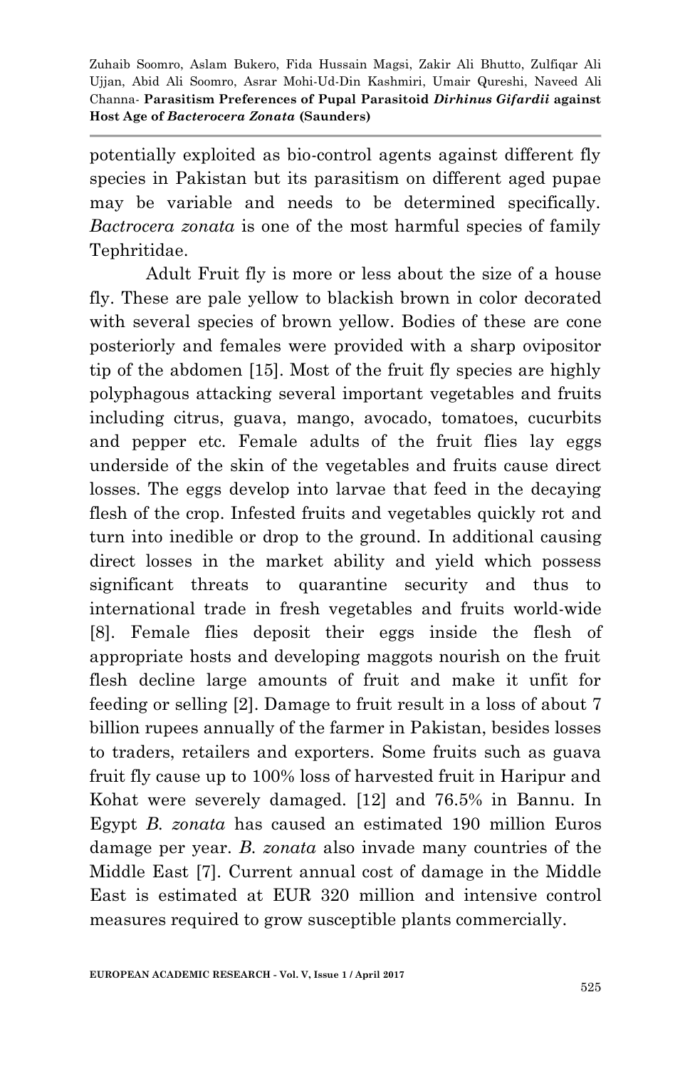potentially exploited as bio-control agents against different fly species in Pakistan but its parasitism on different aged pupae may be variable and needs to be determined specifically. *Bactrocera zonata* is one of the most harmful species of family Tephritidae.

Adult Fruit fly is more or less about the size of a house fly. These are pale yellow to blackish brown in color decorated with several species of brown yellow. Bodies of these are cone posteriorly and females were provided with a sharp ovipositor tip of the abdomen [15]. Most of the fruit fly species are highly polyphagous attacking several important vegetables and fruits including citrus, guava, mango, avocado, tomatoes, cucurbits and pepper etc. Female adults of the fruit flies lay eggs underside of the skin of the vegetables and fruits cause direct losses. The eggs develop into larvae that feed in the decaying flesh of the crop. Infested fruits and vegetables quickly rot and turn into inedible or drop to the ground. In additional causing direct losses in the market ability and yield which possess significant threats to quarantine security and thus to international trade in fresh vegetables and fruits world-wide [8]. Female flies deposit their eggs inside the flesh of appropriate hosts and developing maggots nourish on the fruit flesh decline large amounts of fruit and make it unfit for feeding or selling [2]. Damage to fruit result in a loss of about 7 billion rupees annually of the farmer in Pakistan, besides losses to traders, retailers and exporters. Some fruits such as guava fruit fly cause up to 100% loss of harvested fruit in Haripur and Kohat were severely damaged. [12] and 76.5% in Bannu. In Egypt *B. zonata* has caused an estimated 190 million Euros damage per year. *B. zonata* also invade many countries of the Middle East [7]. Current annual cost of damage in the Middle East is estimated at EUR 320 million and intensive control measures required to grow susceptible plants commercially.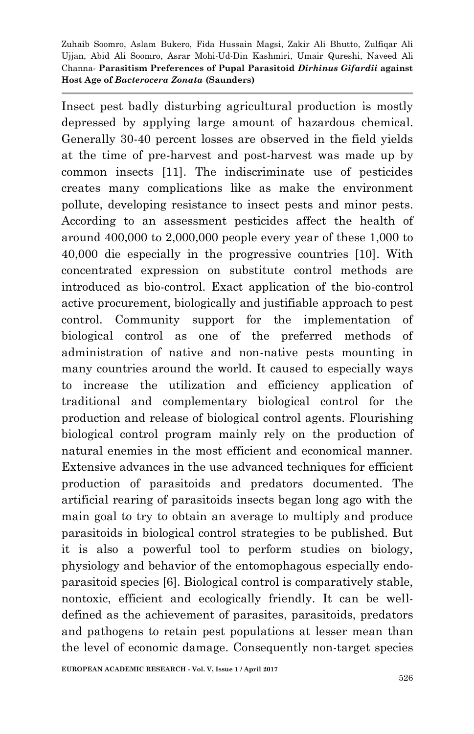Insect pest badly disturbing agricultural production is mostly depressed by applying large amount of hazardous chemical. Generally 30-40 percent losses are observed in the field yields at the time of pre-harvest and post-harvest was made up by common insects [11]. The indiscriminate use of pesticides creates many complications like as make the environment pollute, developing resistance to insect pests and minor pests. According to an assessment pesticides affect the health of around 400,000 to 2,000,000 people every year of these 1,000 to 40,000 die especially in the progressive countries [10]. With concentrated expression on substitute control methods are introduced as bio-control. Exact application of the bio-control active procurement, biologically and justifiable approach to pest control. Community support for the implementation of biological control as one of the preferred methods of administration of native and non-native pests mounting in many countries around the world. It caused to especially ways to increase the utilization and efficiency application of traditional and complementary biological control for the production and release of biological control agents. Flourishing biological control program mainly rely on the production of natural enemies in the most efficient and economical manner. Extensive advances in the use advanced techniques for efficient production of parasitoids and predators documented. The artificial rearing of parasitoids insects began long ago with the main goal to try to obtain an average to multiply and produce parasitoids in biological control strategies to be published. But it is also a powerful tool to perform studies on biology, physiology and behavior of the entomophagous especially endo-parasitoid species [6]. Biological control is comparatively stable, nontoxic, efficient and ecologically friendly. It can be well-defined as the achievement of parasites, parasitoids, predators and pathogens to retain pest populations at lesser mean than the level of economic damage. Consequently non-target species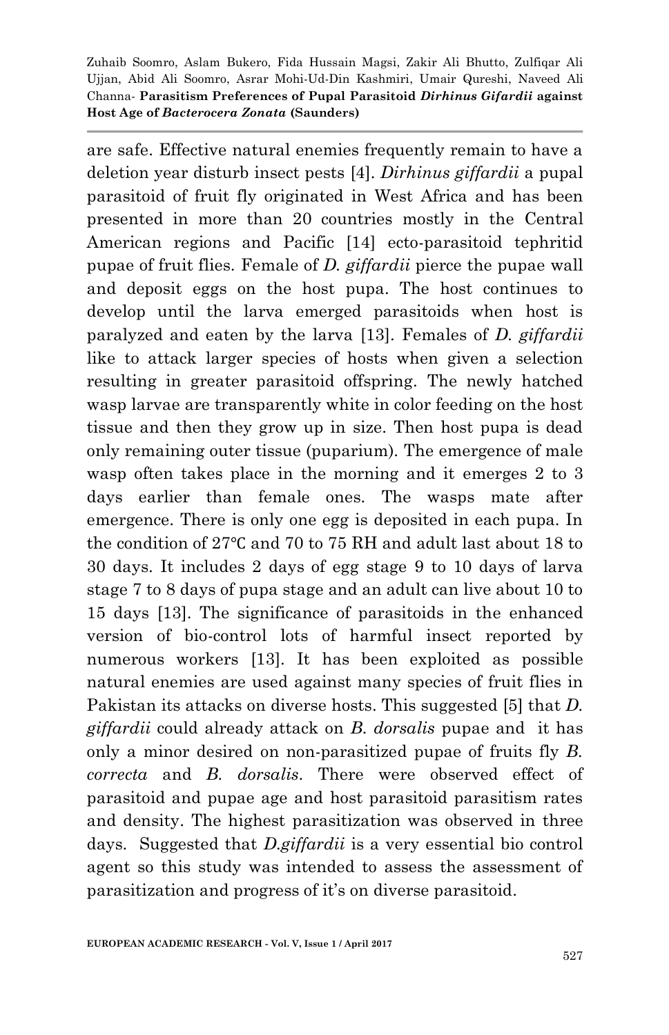are safe. Effective natural enemies frequently remain to have a deletion year disturb insect pests [4]. *Dirhinus giffardii* a pupal parasitoid of fruit fly originated in West Africa and has been presented in more than 20 countries mostly in the Central American regions and Pacific [14] ecto-parasitoid tephritid pupae of fruit flies. Female of *D. giffardii* pierce the pupae wall and deposit eggs on the host pupa. The host continues to develop until the larva emerged parasitoids when host is paralyzed and eaten by the larva [13]. Females of *D. giffardii* like to attack larger species of hosts when given a selection resulting in greater parasitoid offspring. The newly hatched wasp larvae are transparently white in color feeding on the host tissue and then they grow up in size. Then host pupa is dead only remaining outer tissue (puparium). The emergence of male wasp often takes place in the morning and it emerges 2 to 3 days earlier than female ones. The wasps mate after emergence. There is only one egg is deposited in each pupa. In the condition of 27℃ and 70 to 75 RH and adult last about 18 to 30 days. It includes 2 days of egg stage 9 to 10 days of larva stage 7 to 8 days of pupa stage and an adult can live about 10 to 15 days [13]. The significance of parasitoids in the enhanced version of bio-control lots of harmful insect reported by numerous workers [13]. It has been exploited as possible natural enemies are used against many species of fruit flies in Pakistan its attacks on diverse hosts. This suggested [5] that *D. giffardii* could already attack on *B. dorsalis* pupae and it has only a minor desired on non-parasitized pupae of fruits fly *B. correcta* and *B. dorsalis*. There were observed effect of parasitoid and pupae age and host parasitoid parasitism rates and density. The highest parasitization was observed in three days. Suggested that *D.giffardii* is a very essential bio control agent so this study was intended to assess the assessment of parasitization and progress of it's on diverse parasitoid.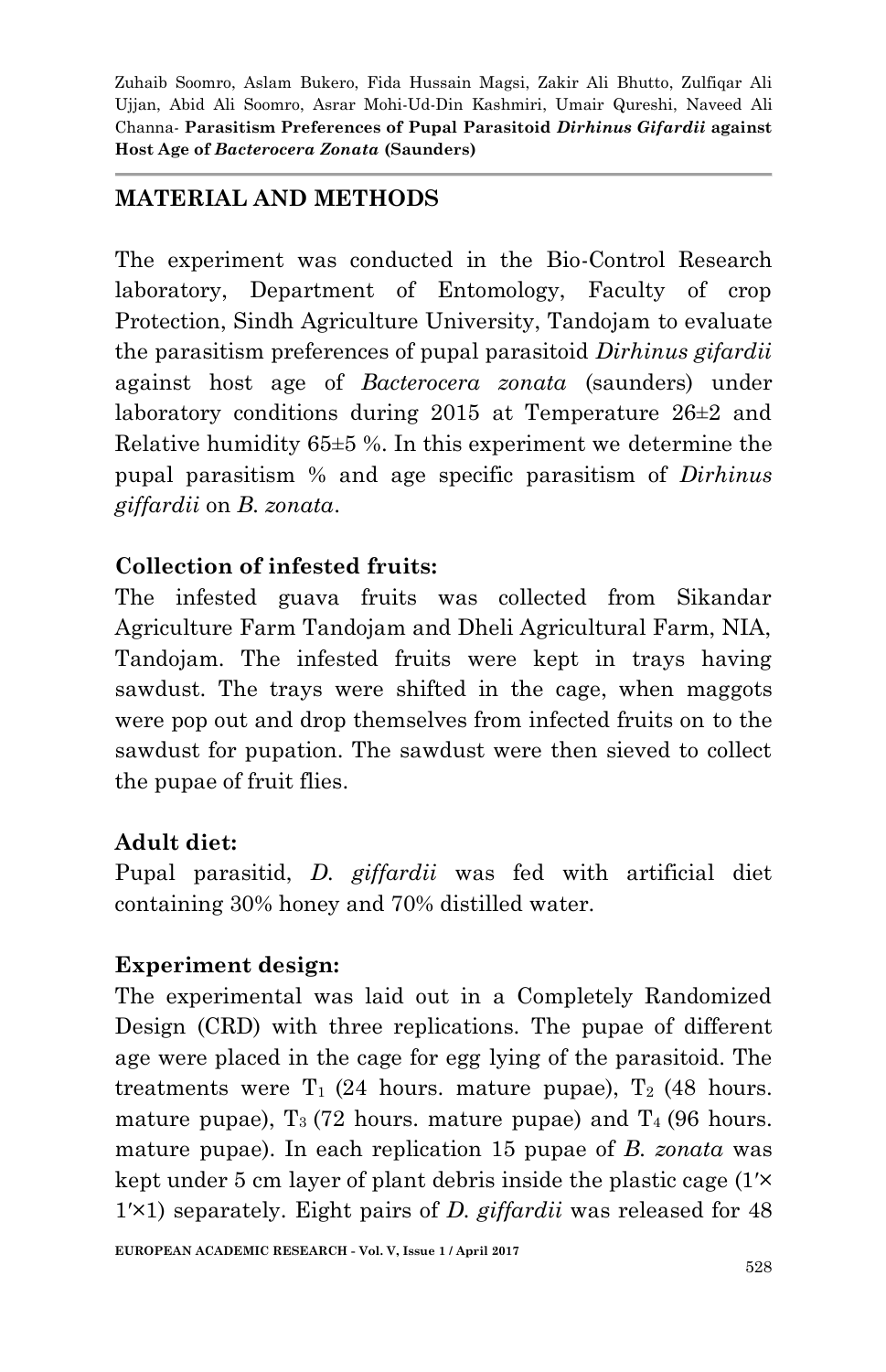## MATERIAL AND METHODS

The experiment was conducted in the Bio-Control Research laboratory, Department of Entomology, Faculty of crop Protection, Sindh Agriculture University, Tandojam to evaluate the parasitism preferences of pupal parasitoid *Dirhinus gifardii* against host age of *Bacterocera zonata* (saunders) under laboratory conditions during 2015 at Temperature 26±2 and Relative humidity 65±5 %. In this experiment we determine the pupal parasitism % and age specific parasitism of *Dirhinus giffardii* on *B. zonata*.

**Collection of infested fruits:**
The infested guava fruits was collected from Sikandar Agriculture Farm Tandojam and Dheli Agricultural Farm, NIA, Tandojam. The infested fruits were kept in trays having sawdust. The trays were shifted in the cage, when maggots were pop out and drop themselves from infected fruits on to the sawdust for pupation. The sawdust were then sieved to collect the pupae of fruit flies.

**Adult diet:**
Pupal parasitid, *D. giffardii* was fed with artificial diet containing 30% honey and 70% distilled water.

**Experiment design:**
The experimental was laid out in a Completely Randomized Design (CRD) with three replications. The pupae of different age were placed in the cage for egg lying of the parasitoid. The treatments were $T_1$ (24 hours. mature pupae), $T_2$ (48 hours. mature pupae), $T_3$ (72 hours. mature pupae) and $T_4$ (96 hours. mature pupae). In each replication 15 pupae of *B. zonata* was kept under 5 cm layer of plant debris inside the plastic cage (1′× 1′×1) separately. Eight pairs of *D. giffardii* was released for 48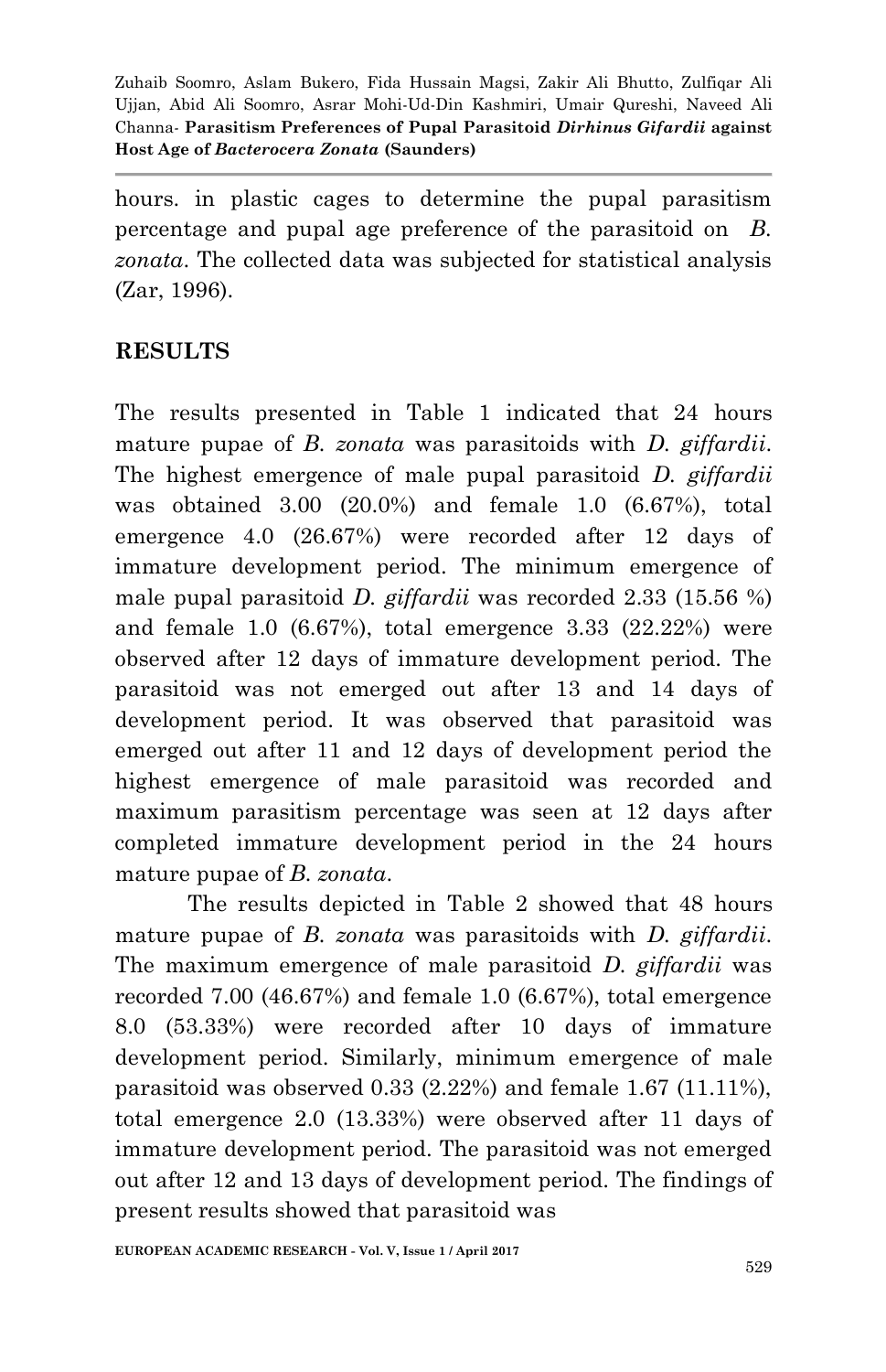hours. in plastic cages to determine the pupal parasitism percentage and pupal age preference of the parasitoid on *B. zonata*. The collected data was subjected for statistical analysis (Zar, 1996).

## RESULTS

The results presented in Table 1 indicated that 24 hours mature pupae of *B. zonata* was parasitoids with *D. giffardii*. The highest emergence of male pupal parasitoid *D. giffardii* was obtained 3.00 (20.0%) and female 1.0 (6.67%), total emergence 4.0 (26.67%) were recorded after 12 days of immature development period. The minimum emergence of male pupal parasitoid *D. giffardii* was recorded 2.33 (15.56 %) and female 1.0 (6.67%), total emergence 3.33 (22.22%) were observed after 12 days of immature development period. The parasitoid was not emerged out after 13 and 14 days of development period. It was observed that parasitoid was emerged out after 11 and 12 days of development period the highest emergence of male parasitoid was recorded and maximum parasitism percentage was seen at 12 days after completed immature development period in the 24 hours mature pupae of *B. zonata*.

The results depicted in Table 2 showed that 48 hours mature pupae of *B. zonata* was parasitoids with *D. giffardii*. The maximum emergence of male parasitoid *D. giffardii* was recorded 7.00 (46.67%) and female 1.0 (6.67%), total emergence 8.0 (53.33%) were recorded after 10 days of immature development period. Similarly, minimum emergence of male parasitoid was observed 0.33 (2.22%) and female 1.67 (11.11%), total emergence 2.0 (13.33%) were observed after 11 days of immature development period. The parasitoid was not emerged out after 12 and 13 days of development period. The findings of present results showed that parasitoid was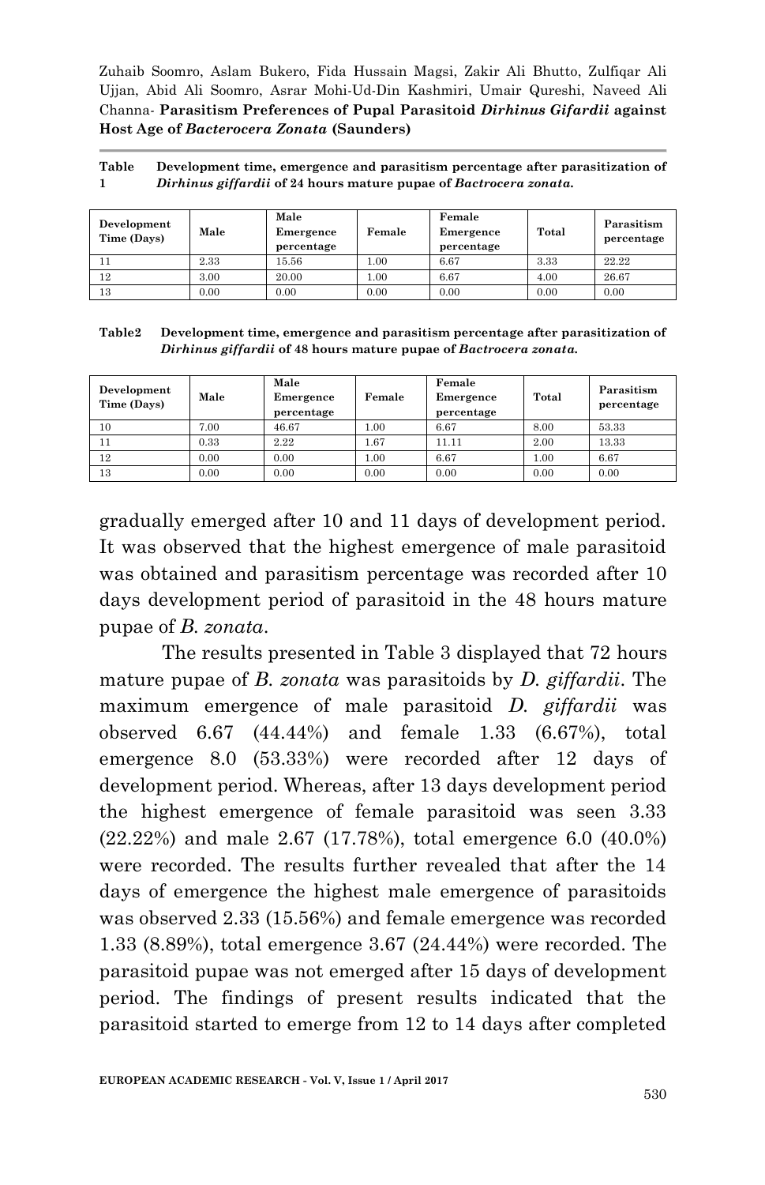**Table 1** Development time, emergence and parasitism percentage after parasitization of *Dirhinus giffardii* of 24 hours mature pupae of *Bactrocera zonata*.

| Development Time (Days) | Male | Male Emergence percentage | Female | Female Emergence percentage | Total | Parasitism percentage |
|---|---|---|---|---|---|---|
| 11 | 2.33 | 15.56 | 1.00 | 6.67 | 3.33 | 22.22 |
| 12 | 3.00 | 20.00 | 1.00 | 6.67 | 4.00 | 26.67 |
| 13 | 0.00 | 0.00 | 0.00 | 0.00 | 0.00 | 0.00 |

**Table2** Development time, emergence and parasitism percentage after parasitization of *Dirhinus giffardii* of 48 hours mature pupae of *Bactrocera zonata*.

| Development Time (Days) | Male | Male Emergence percentage | Female | Female Emergence percentage | Total | Parasitism percentage |
|---|---|---|---|---|---|---|
| 10 | 7.00 | 46.67 | 1.00 | 6.67 | 8.00 | 53.33 |
| 11 | 0.33 | 2.22 | 1.67 | 11.11 | 2.00 | 13.33 |
| 12 | 0.00 | 0.00 | 1.00 | 6.67 | 1.00 | 6.67 |
| 13 | 0.00 | 0.00 | 0.00 | 0.00 | 0.00 | 0.00 |

gradually emerged after 10 and 11 days of development period. It was observed that the highest emergence of male parasitoid was obtained and parasitism percentage was recorded after 10 days development period of parasitoid in the 48 hours mature pupae of *B. zonata*.

The results presented in Table 3 displayed that 72 hours mature pupae of *B. zonata* was parasitoids by *D. giffardii*. The maximum emergence of male parasitoid *D. giffardii* was observed 6.67 (44.44%) and female 1.33 (6.67%), total emergence 8.0 (53.33%) were recorded after 12 days of development period. Whereas, after 13 days development period the highest emergence of female parasitoid was seen 3.33 (22.22%) and male 2.67 (17.78%), total emergence 6.0 (40.0%) were recorded. The results further revealed that after the 14 days of emergence the highest male emergence of parasitoids was observed 2.33 (15.56%) and female emergence was recorded 1.33 (8.89%), total emergence 3.67 (24.44%) were recorded. The parasitoid pupae was not emerged after 15 days of development period. The findings of present results indicated that the parasitoid started to emerge from 12 to 14 days after completed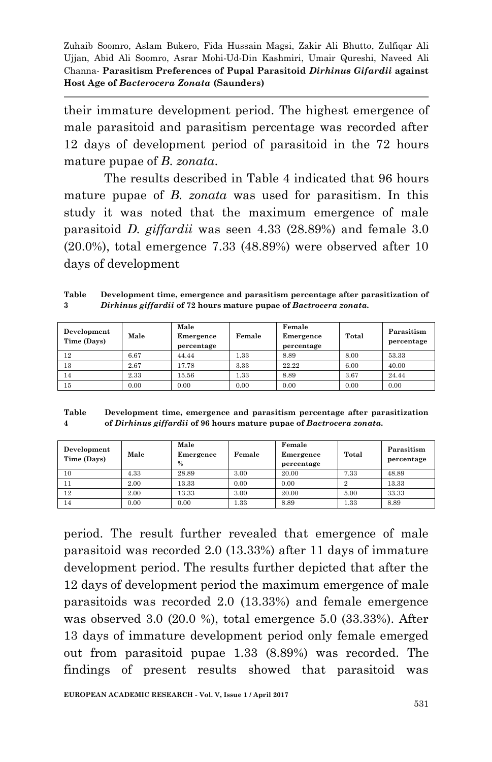their immature development period. The highest emergence of male parasitoid and parasitism percentage was recorded after 12 days of development period of parasitoid in the 72 hours mature pupae of *B. zonata*.

The results described in Table 4 indicated that 96 hours mature pupae of *B. zonata* was used for parasitism. In this study it was noted that the maximum emergence of male parasitoid *D. giffardii* was seen 4.33 (28.89%) and female 3.0 (20.0%), total emergence 7.33 (48.89%) were observed after 10 days of development

**Table 3** **Development time, emergence and parasitism percentage after parasitization of *Dirhinus giffardii* of 72 hours mature pupae of *Bactrocera zonata*.**

| Development Time (Days) | Male | Male Emergence percentage | Female | Female Emergence percentage | Total | Parasitism percentage |
|---|---|---|---|---|---|---|
| 12 | 6.67 | 44.44 | 1.33 | 8.89 | 8.00 | 53.33 |
| 13 | 2.67 | 17.78 | 3.33 | 22.22 | 6.00 | 40.00 |
| 14 | 2.33 | 15.56 | 1.33 | 8.89 | 3.67 | 24.44 |
| 15 | 0.00 | 0.00 | 0.00 | 0.00 | 0.00 | 0.00 |

**Table 4** **Development time, emergence and parasitism percentage after parasitization of *Dirhinus giffardii* of 96 hours mature pupae of *Bactrocera zonata*.**

| Development Time (Days) | Male | Male Emergence % | Female | Female Emergence percentage | Total | Parasitism percentage |
|---|---|---|---|---|---|---|
| 10 | 4.33 | 28.89 | 3.00 | 20.00 | 7.33 | 48.89 |
| 11 | 2.00 | 13.33 | 0.00 | 0.00 | 2 | 13.33 |
| 12 | 2.00 | 13.33 | 3.00 | 20.00 | 5.00 | 33.33 |
| 14 | 0.00 | 0.00 | 1.33 | 8.89 | 1.33 | 8.89 |

period. The result further revealed that emergence of male parasitoid was recorded 2.0 (13.33%) after 11 days of immature development period. The results further depicted that after the 12 days of development period the maximum emergence of male parasitoids was recorded 2.0 (13.33%) and female emergence was observed 3.0 (20.0 %), total emergence 5.0 (33.33%). After 13 days of immature development period only female emerged out from parasitoid pupae 1.33 (8.89%) was recorded. The findings of present results showed that parasitoid was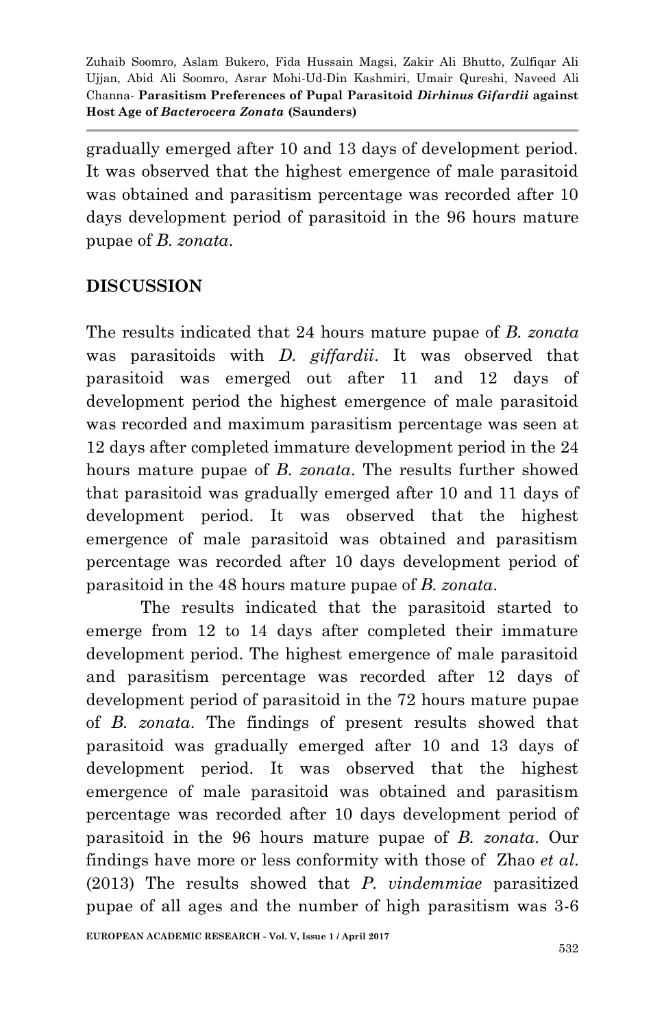gradually emerged after 10 and 13 days of development period. It was observed that the highest emergence of male parasitoid was obtained and parasitism percentage was recorded after 10 days development period of parasitoid in the 96 hours mature pupae of *B. zonata*.

## DISCUSSION

The results indicated that 24 hours mature pupae of *B. zonata* was parasitoids with *D. giffardii*. It was observed that parasitoid was emerged out after 11 and 12 days of development period the highest emergence of male parasitoid was recorded and maximum parasitism percentage was seen at 12 days after completed immature development period in the 24 hours mature pupae of *B. zonata*. The results further showed that parasitoid was gradually emerged after 10 and 11 days of development period. It was observed that the highest emergence of male parasitoid was obtained and parasitism percentage was recorded after 10 days development period of parasitoid in the 48 hours mature pupae of *B. zonata*.

The results indicated that the parasitoid started to emerge from 12 to 14 days after completed their immature development period. The highest emergence of male parasitoid and parasitism percentage was recorded after 12 days of development period of parasitoid in the 72 hours mature pupae of *B. zonata*. The findings of present results showed that parasitoid was gradually emerged after 10 and 13 days of development period. It was observed that the highest emergence of male parasitoid was obtained and parasitism percentage was recorded after 10 days development period of parasitoid in the 96 hours mature pupae of *B. zonata*. Our findings have more or less conformity with those of Zhao *et al*. (2013) The results showed that *P. vindemmiae* parasitized pupae of all ages and the number of high parasitism was 3-6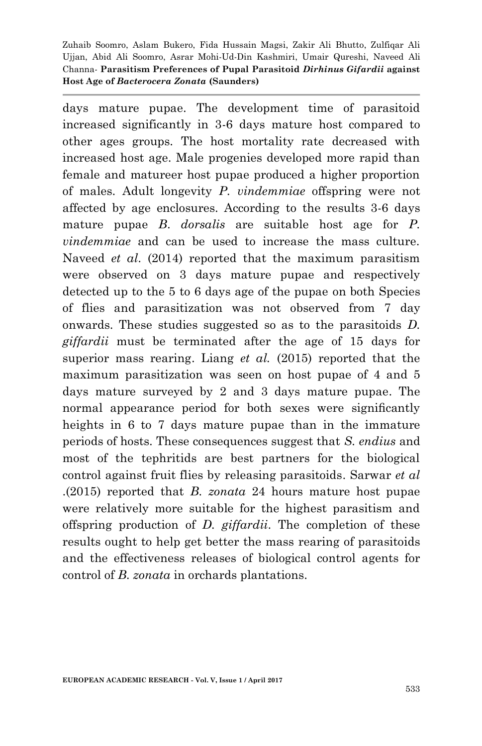days mature pupae. The development time of parasitoid increased significantly in 3-6 days mature host compared to other ages groups. The host mortality rate decreased with increased host age. Male progenies developed more rapid than female and matureer host pupae produced a higher proportion of males. Adult longevity *P. vindemmiae* offspring were not affected by age enclosures. According to the results 3-6 days mature pupae *B. dorsalis* are suitable host age for *P. vindemmiae* and can be used to increase the mass culture. Naveed *et al*. (2014) reported that the maximum parasitism were observed on 3 days mature pupae and respectively detected up to the 5 to 6 days age of the pupae on both Species of flies and parasitization was not observed from 7 day onwards. These studies suggested so as to the parasitoids *D. giffardii* must be terminated after the age of 15 days for superior mass rearing. Liang *et al.* (2015) reported that the maximum parasitization was seen on host pupae of 4 and 5 days mature surveyed by 2 and 3 days mature pupae. The normal appearance period for both sexes were significantly heights in 6 to 7 days mature pupae than in the immature periods of hosts. These consequences suggest that *S. endius* and most of the tephritids are best partners for the biological control against fruit flies by releasing parasitoids. Sarwar *et al* .(2015) reported that *B. zonata* 24 hours mature host pupae were relatively more suitable for the highest parasitism and offspring production of *D. giffardii*. The completion of these results ought to help get better the mass rearing of parasitoids and the effectiveness releases of biological control agents for control of *B. zonata* in orchards plantations.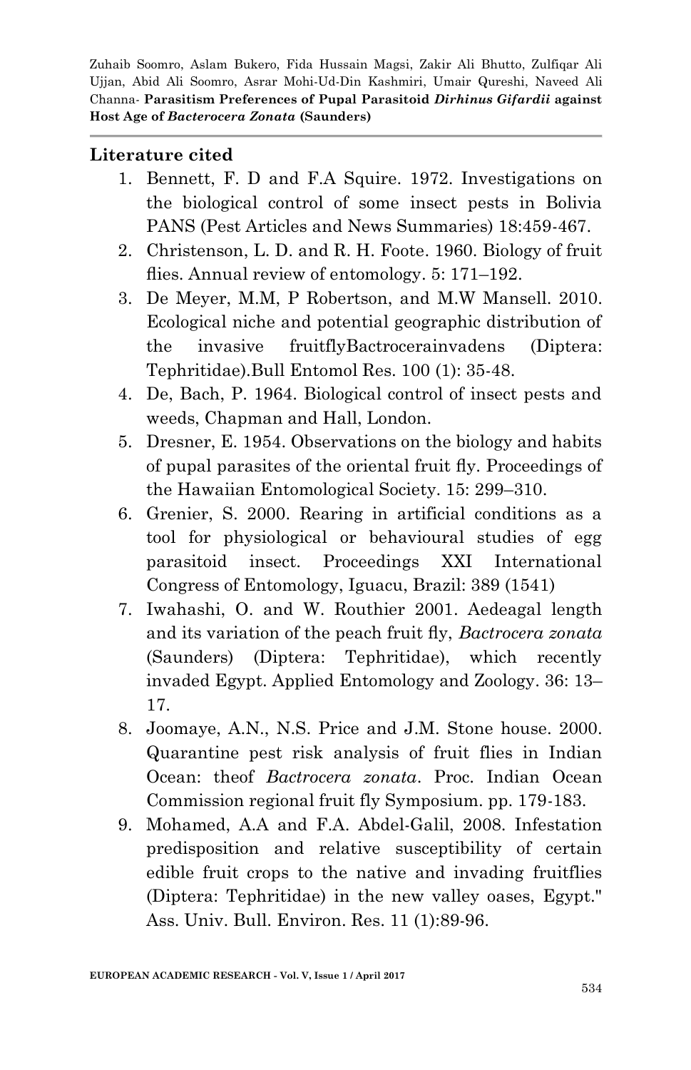## Literature cited

1. Bennett, F. D and F.A Squire. 1972. Investigations on the biological control of some insect pests in Bolivia PANS (Pest Articles and News Summaries) 18:459-467.
2. Christenson, L. D. and R. H. Foote. 1960. Biology of fruit flies. Annual review of entomology. 5: 171–192.
3. De Meyer, M.M, P Robertson, and M.W Mansell. 2010. Ecological niche and potential geographic distribution of the invasive fruitflyBactrocerainvadens (Diptera: Tephritidae).Bull Entomol Res. 100 (1): 35-48.
4. De, Bach, P. 1964. Biological control of insect pests and weeds, Chapman and Hall, London.
5. Dresner, E. 1954. Observations on the biology and habits of pupal parasites of the oriental fruit fly. Proceedings of the Hawaiian Entomological Society. 15: 299–310.
6. Grenier, S. 2000. Rearing in artificial conditions as a tool for physiological or behavioural studies of egg parasitoid insect. Proceedings XXI International Congress of Entomology, Iguacu, Brazil: 389 (1541)
7. Iwahashi, O. and W. Routhier 2001. Aedeagal length and its variation of the peach fruit fly, *Bactrocera zonata* (Saunders) (Diptera: Tephritidae), which recently invaded Egypt. Applied Entomology and Zoology. 36: 13–17.
8. Joomaye, A.N., N.S. Price and J.M. Stone house. 2000. Quarantine pest risk analysis of fruit flies in Indian Ocean: theof *Bactrocera zonata*. Proc. Indian Ocean Commission regional fruit fly Symposium. pp. 179-183.
9. Mohamed, A.A and F.A. Abdel-Galil, 2008. Infestation predisposition and relative susceptibility of certain edible fruit crops to the native and invading fruitflies (Diptera: Tephritidae) in the new valley oases, Egypt." Ass. Univ. Bull. Environ. Res. 11 (1):89-96.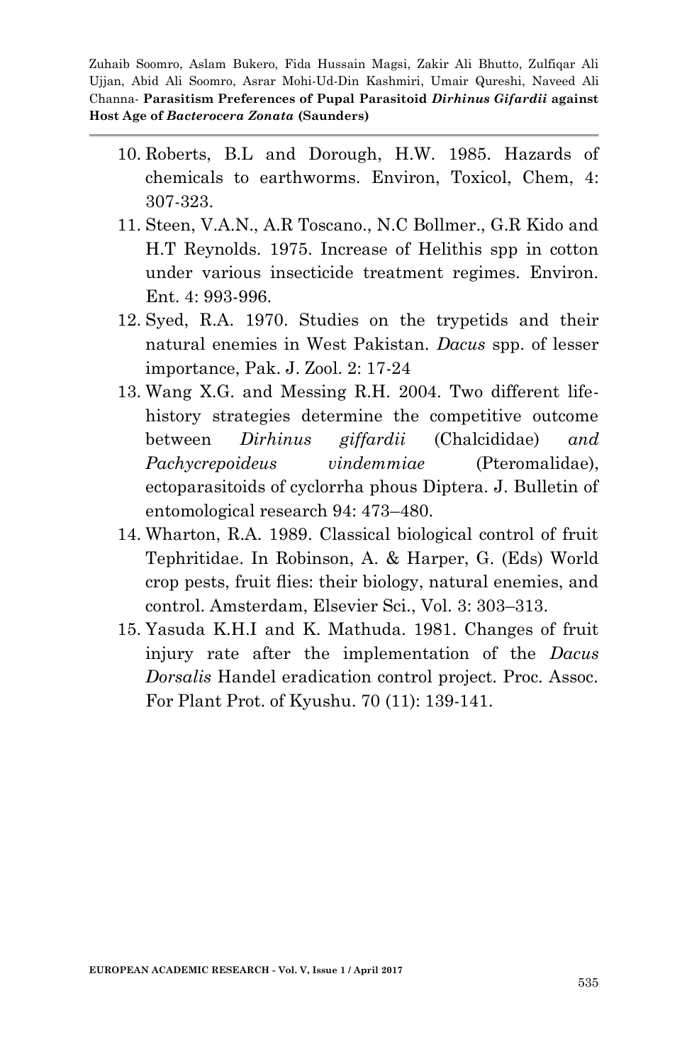10. Roberts, B.L and Dorough, H.W. 1985. Hazards of chemicals to earthworms. Environ, Toxicol, Chem, 4: 307-323.
11. Steen, V.A.N., A.R Toscano., N.C Bollmer., G.R Kido and H.T Reynolds. 1975. Increase of Helithis spp in cotton under various insecticide treatment regimes. Environ. Ent. 4: 993-996.
12. Syed, R.A. 1970. Studies on the trypetids and their natural enemies in West Pakistan. *Dacus* spp. of lesser importance, Pak. J. Zool. 2: 17-24
13. Wang X.G. and Messing R.H. 2004. Two different life-history strategies determine the competitive outcome between *Dirhinus giffardii* (Chalcididae) *and Pachycrepoideus vindemmiae* (Pteromalidae), ectoparasitoids of cyclorrha phous Diptera. J. Bulletin of entomological research 94: 473–480.
14. Wharton, R.A. 1989. Classical biological control of fruit Tephritidae. In Robinson, A. & Harper, G. (Eds) World crop pests, fruit flies: their biology, natural enemies, and control. Amsterdam, Elsevier Sci., Vol. 3: 303–313.
15. Yasuda K.H.I and K. Mathuda. 1981. Changes of fruit injury rate after the implementation of the *Dacus Dorsalis* Handel eradication control project. Proc. Assoc. For Plant Prot. of Kyushu. 70 (11): 139-141.